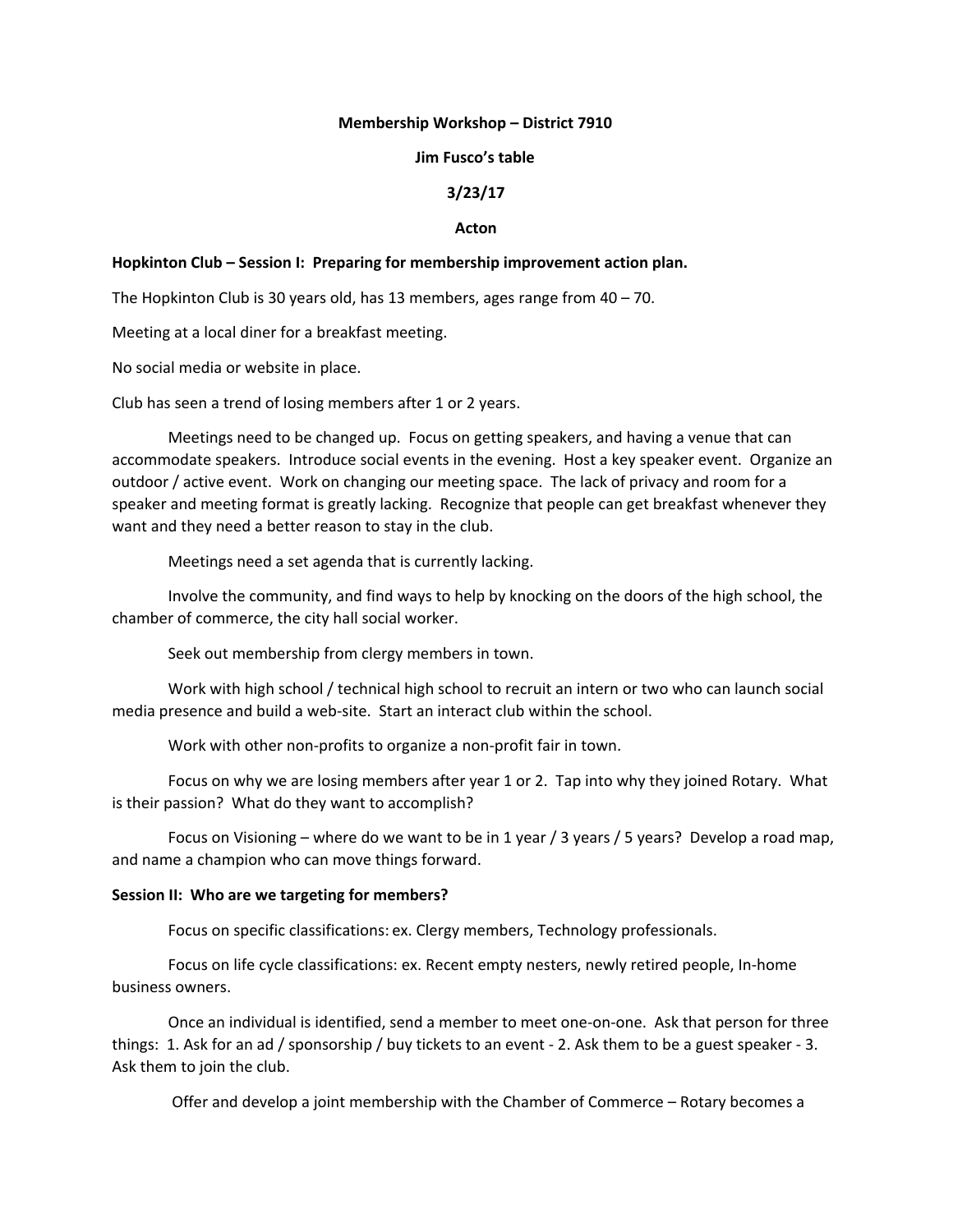**Membership Workshop – District 7910**

**Jim Fusco's table**

**3/23/17**

**Acton**

**Hopkinton Club – Session I: Preparing for membership improvement action plan.**

The Hopkinton Club is 30 years old, has 13 members, ages range from 40 – 70.

Meeting at a local diner for a breakfast meeting.

No social media or website in place.

Club has seen a trend of losing members after 1 or 2 years.

Meetings need to be changed up. Focus on getting speakers, and having a venue that can accommodate speakers. Introduce social events in the evening. Host a key speaker event. Organize an outdoor / active event. Work on changing our meeting space. The lack of privacy and room for a speaker and meeting format is greatly lacking. Recognize that people can get breakfast whenever they want and they need a better reason to stay in the club.

Meetings need a set agenda that is currently lacking.

Involve the community, and find ways to help by knocking on the doors of the high school, the chamber of commerce, the city hall social worker.

Seek out membership from clergy members in town.

Work with high school / technical high school to recruit an intern or two who can launch social media presence and build a web-site. Start an interact club within the school.

Work with other non-profits to organize a non-profit fair in town.

Focus on why we are losing members after year 1 or 2. Tap into why they joined Rotary. What is their passion? What do they want to accomplish?

Focus on Visioning – where do we want to be in 1 year / 3 years / 5 years? Develop a road map, and name a champion who can move things forward.

**Session II: Who are we targeting for members?**

Focus on specific classifications: ex. Clergy members, Technology professionals.

Focus on life cycle classifications: ex. Recent empty nesters, newly retired people, In-home business owners.

Once an individual is identified, send a member to meet one-on-one. Ask that person for three things: 1. Ask for an ad / sponsorship / buy tickets to an event - 2. Ask them to be a guest speaker - 3. Ask them to join the club.

Offer and develop a joint membership with the Chamber of Commerce – Rotary becomes a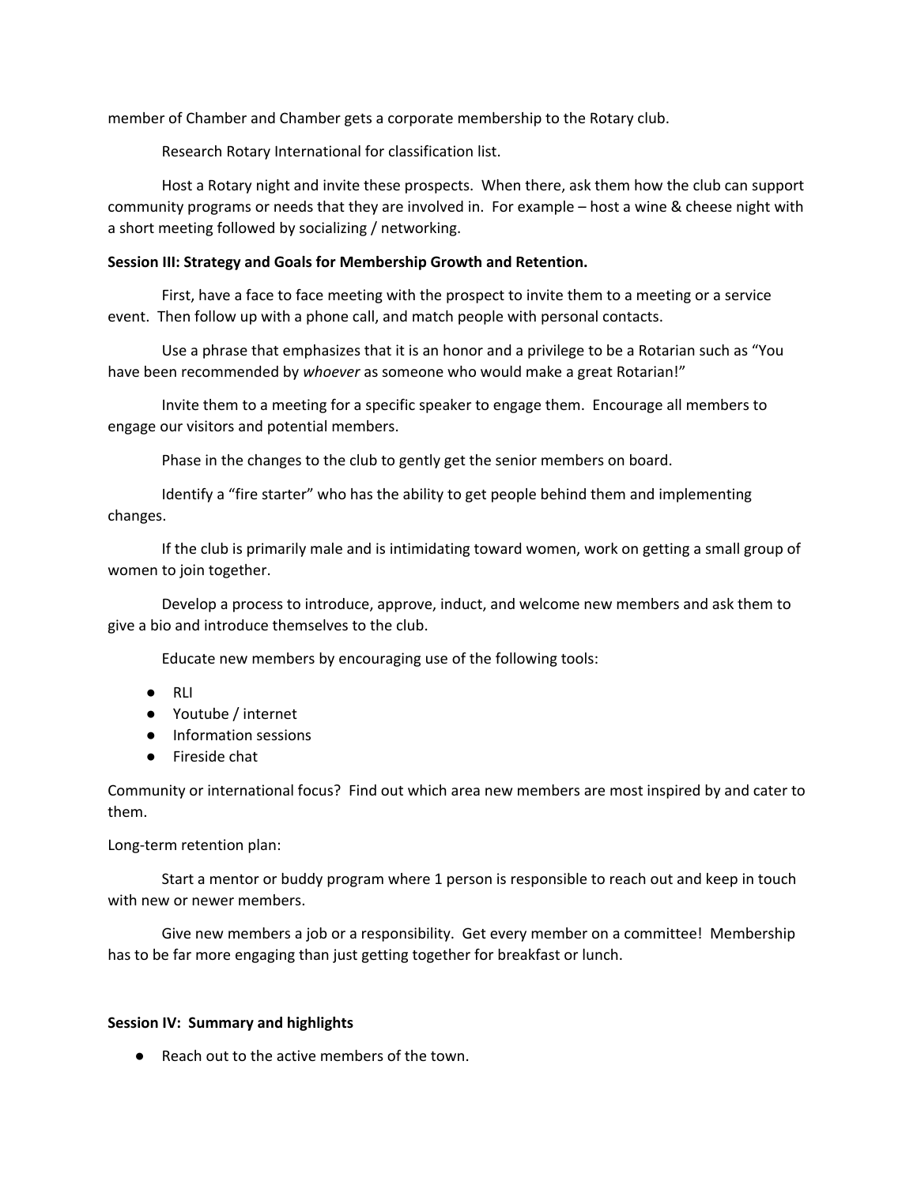member of Chamber and Chamber gets a corporate membership to the Rotary club.

Research Rotary International for classification list.

Host a Rotary night and invite these prospects. When there, ask them how the club can support community programs or needs that they are involved in. For example – host a wine & cheese night with a short meeting followed by socializing / networking.

**Session III: Strategy and Goals for Membership Growth and Retention.**

First, have a face to face meeting with the prospect to invite them to a meeting or a service event. Then follow up with a phone call, and match people with personal contacts.

Use a phrase that emphasizes that it is an honor and a privilege to be a Rotarian such as "You have been recommended by *whoever* as someone who would make a great Rotarian!"

Invite them to a meeting for a specific speaker to engage them. Encourage all members to engage our visitors and potential members.

Phase in the changes to the club to gently get the senior members on board.

Identify a "fire starter" who has the ability to get people behind them and implementing changes.

If the club is primarily male and is intimidating toward women, work on getting a small group of women to join together.

Develop a process to introduce, approve, induct, and welcome new members and ask them to give a bio and introduce themselves to the club.

Educate new members by encouraging use of the following tools:

- RLI
- Youtube / internet
- Information sessions
- Fireside chat

Community or international focus? Find out which area new members are most inspired by and cater to them.

Long-term retention plan:

Start a mentor or buddy program where 1 person is responsible to reach out and keep in touch with new or newer members.

Give new members a job or a responsibility. Get every member on a committee! Membership has to be far more engaging than just getting together for breakfast or lunch.

**Session IV: Summary and highlights**

- Reach out to the active members of the town.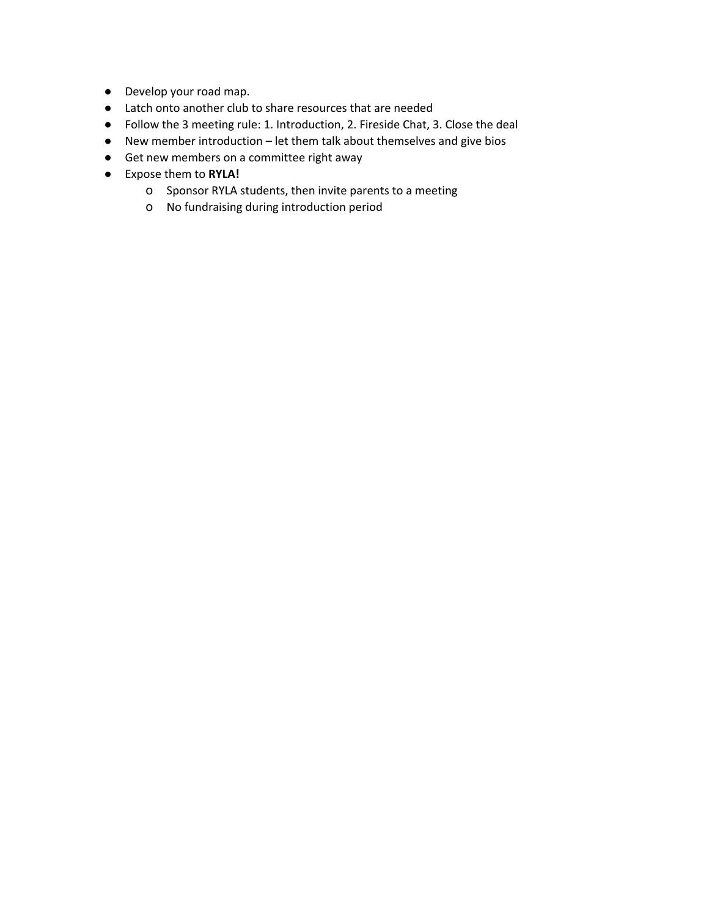- Develop your road map.
- Latch onto another club to share resources that are needed
- Follow the 3 meeting rule: 1. Introduction, 2. Fireside Chat, 3. Close the deal
- New member introduction – let them talk about themselves and give bios
- Get new members on a committee right away
- Expose them to **RYLA!**
  - Sponsor RYLA students, then invite parents to a meeting
  - No fundraising during introduction period